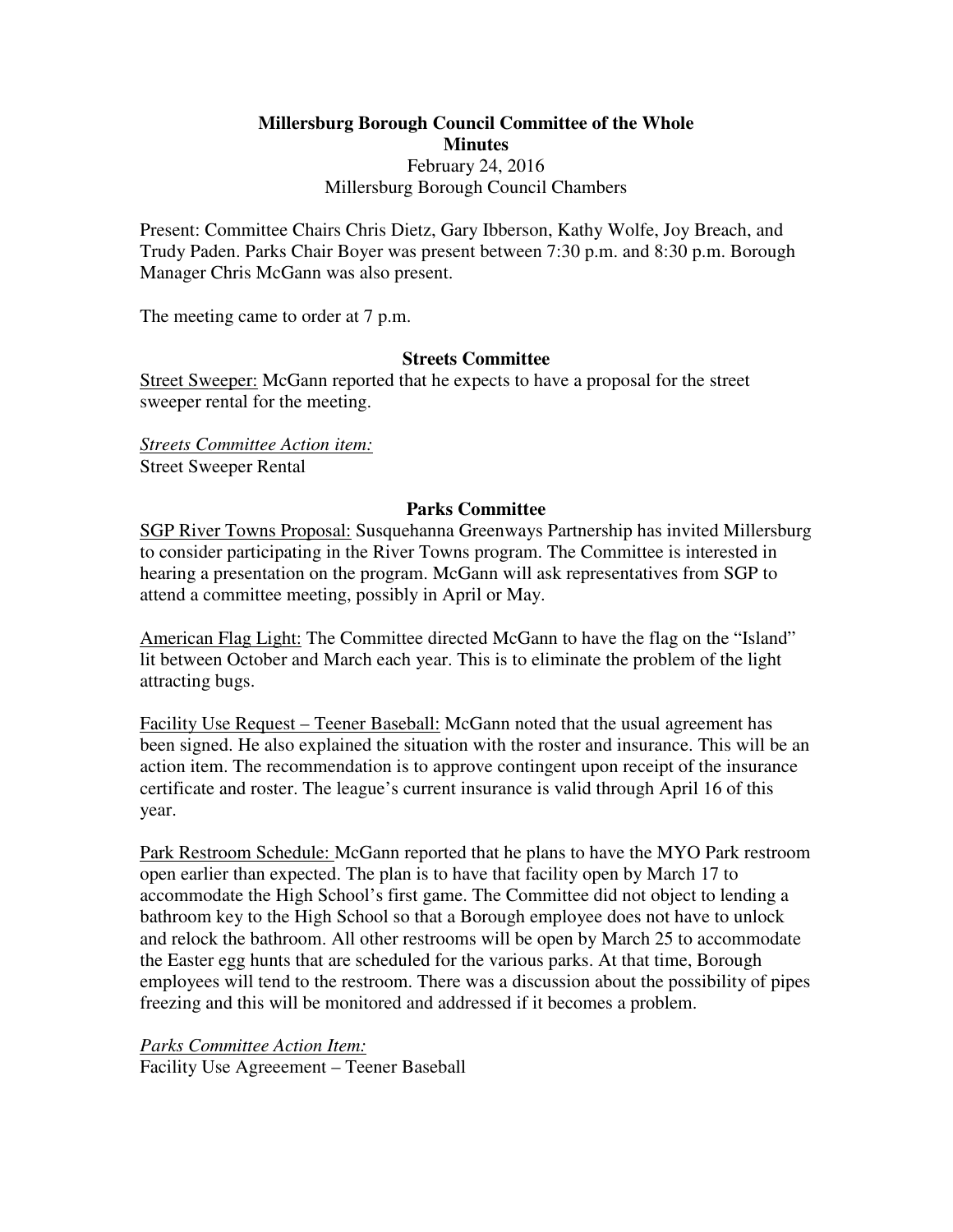**Millersburg Borough Council Committee of the Whole**
**Minutes**
February 24, 2016
Millersburg Borough Council Chambers

Present: Committee Chairs Chris Dietz, Gary Ibberson, Kathy Wolfe, Joy Breach, and Trudy Paden. Parks Chair Boyer was present between 7:30 p.m. and 8:30 p.m. Borough Manager Chris McGann was also present.

The meeting came to order at 7 p.m.

## Streets Committee

Street Sweeper: McGann reported that he expects to have a proposal for the street sweeper rental for the meeting.

*Streets Committee Action item:*
Street Sweeper Rental

## Parks Committee

SGP River Towns Proposal: Susquehanna Greenways Partnership has invited Millersburg to consider participating in the River Towns program. The Committee is interested in hearing a presentation on the program. McGann will ask representatives from SGP to attend a committee meeting, possibly in April or May.

American Flag Light: The Committee directed McGann to have the flag on the "Island" lit between October and March each year. This is to eliminate the problem of the light attracting bugs.

Facility Use Request – Teener Baseball: McGann noted that the usual agreement has been signed. He also explained the situation with the roster and insurance. This will be an action item. The recommendation is to approve contingent upon receipt of the insurance certificate and roster. The league's current insurance is valid through April 16 of this year.

Park Restroom Schedule: McGann reported that he plans to have the MYO Park restroom open earlier than expected. The plan is to have that facility open by March 17 to accommodate the High School's first game. The Committee did not object to lending a bathroom key to the High School so that a Borough employee does not have to unlock and relock the bathroom. All other restrooms will be open by March 25 to accommodate the Easter egg hunts that are scheduled for the various parks. At that time, Borough employees will tend to the restroom. There was a discussion about the possibility of pipes freezing and this will be monitored and addressed if it becomes a problem.

*Parks Committee Action Item:*
Facility Use Agreeement – Teener Baseball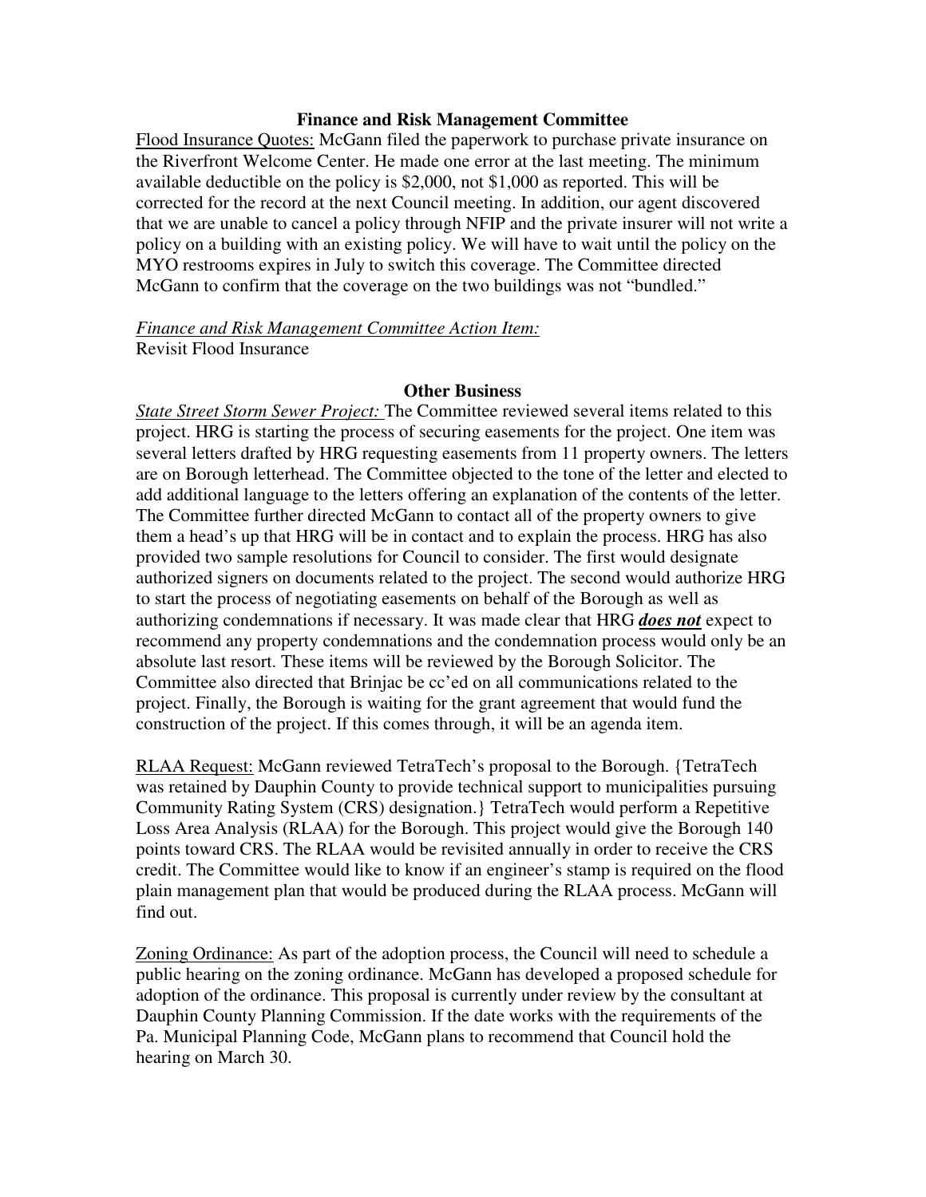## Finance and Risk Management Committee

Flood Insurance Quotes: McGann filed the paperwork to purchase private insurance on the Riverfront Welcome Center. He made one error at the last meeting. The minimum available deductible on the policy is $2,000, not $1,000 as reported. This will be corrected for the record at the next Council meeting. In addition, our agent discovered that we are unable to cancel a policy through NFIP and the private insurer will not write a policy on a building with an existing policy. We will have to wait until the policy on the MYO restrooms expires in July to switch this coverage. The Committee directed McGann to confirm that the coverage on the two buildings was not "bundled."

*Finance and Risk Management Committee Action Item:*
Revisit Flood Insurance

## Other Business

*State Street Storm Sewer Project:* The Committee reviewed several items related to this project. HRG is starting the process of securing easements for the project. One item was several letters drafted by HRG requesting easements from 11 property owners. The letters are on Borough letterhead. The Committee objected to the tone of the letter and elected to add additional language to the letters offering an explanation of the contents of the letter. The Committee further directed McGann to contact all of the property owners to give them a head's up that HRG will be in contact and to explain the process. HRG has also provided two sample resolutions for Council to consider. The first would designate authorized signers on documents related to the project. The second would authorize HRG to start the process of negotiating easements on behalf of the Borough as well as authorizing condemnations if necessary. It was made clear that HRG ***does not*** expect to recommend any property condemnations and the condemnation process would only be an absolute last resort. These items will be reviewed by the Borough Solicitor. The Committee also directed that Brinjac be cc'ed on all communications related to the project. Finally, the Borough is waiting for the grant agreement that would fund the construction of the project. If this comes through, it will be an agenda item.

RLAA Request: McGann reviewed TetraTech's proposal to the Borough. {TetraTech was retained by Dauphin County to provide technical support to municipalities pursuing Community Rating System (CRS) designation.} TetraTech would perform a Repetitive Loss Area Analysis (RLAA) for the Borough. This project would give the Borough 140 points toward CRS. The RLAA would be revisited annually in order to receive the CRS credit. The Committee would like to know if an engineer's stamp is required on the flood plain management plan that would be produced during the RLAA process. McGann will find out.

Zoning Ordinance: As part of the adoption process, the Council will need to schedule a public hearing on the zoning ordinance. McGann has developed a proposed schedule for adoption of the ordinance. This proposal is currently under review by the consultant at Dauphin County Planning Commission. If the date works with the requirements of the Pa. Municipal Planning Code, McGann plans to recommend that Council hold the hearing on March 30.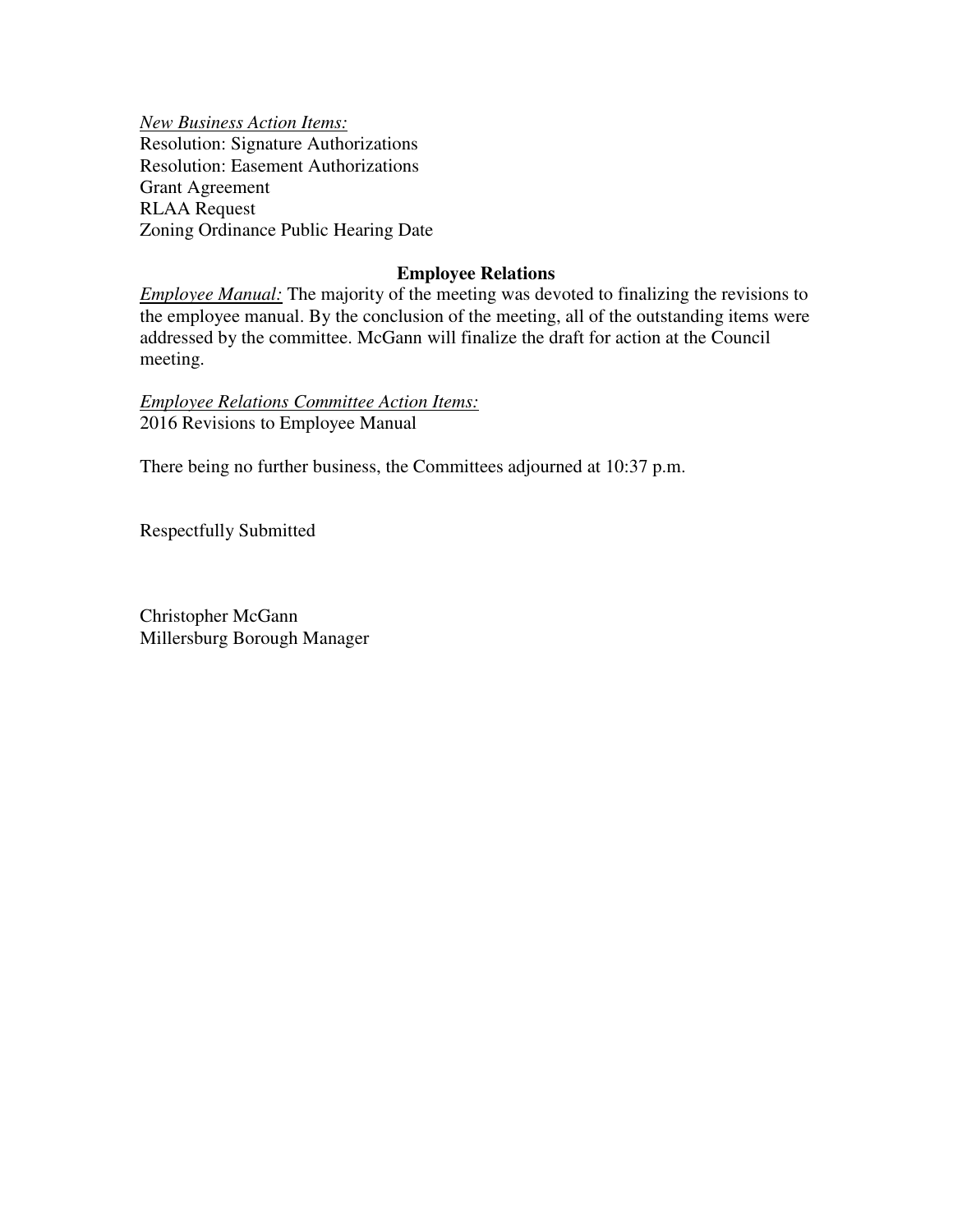*New Business Action Items:*
Resolution: Signature Authorizations
Resolution: Easement Authorizations
Grant Agreement
RLAA Request
Zoning Ordinance Public Hearing Date

## Employee Relations

*Employee Manual:* The majority of the meeting was devoted to finalizing the revisions to the employee manual. By the conclusion of the meeting, all of the outstanding items were addressed by the committee. McGann will finalize the draft for action at the Council meeting.

*Employee Relations Committee Action Items:*
2016 Revisions to Employee Manual

There being no further business, the Committees adjourned at 10:37 p.m.

Respectfully Submitted

Christopher McGann
Millersburg Borough Manager